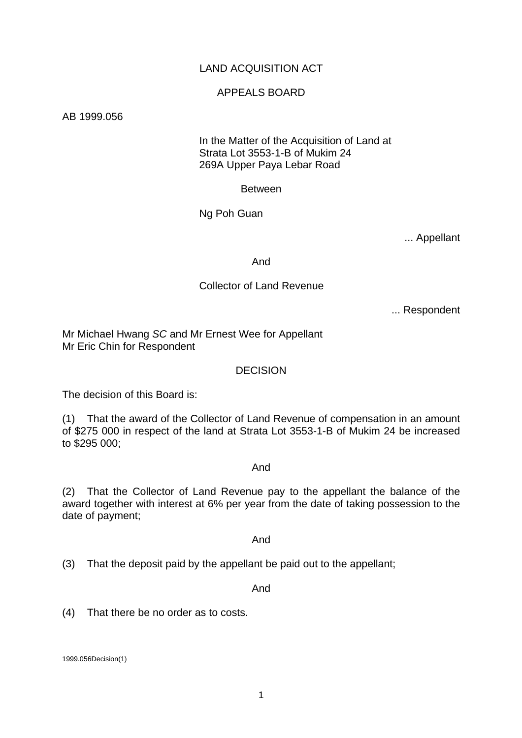LAND ACQUISITION ACT

APPEALS BOARD

AB 1999.056

In the Matter of the Acquisition of Land at
Strata Lot 3553-1-B of Mukim 24
269A Upper Paya Lebar Road

Between

Ng Poh Guan

... Appellant

And

Collector of Land Revenue

... Respondent

Mr Michael Hwang *SC* and Mr Ernest Wee for Appellant
Mr Eric Chin for Respondent

DECISION

The decision of this Board is:

(1) That the award of the Collector of Land Revenue of compensation in an amount of $275 000 in respect of the land at Strata Lot 3553-1-B of Mukim 24 be increased to $295 000;

And

(2) That the Collector of Land Revenue pay to the appellant the balance of the award together with interest at 6% per year from the date of taking possession to the date of payment;

And

(3) That the deposit paid by the appellant be paid out to the appellant;

And

(4) That there be no order as to costs.

1999.056Decision(1)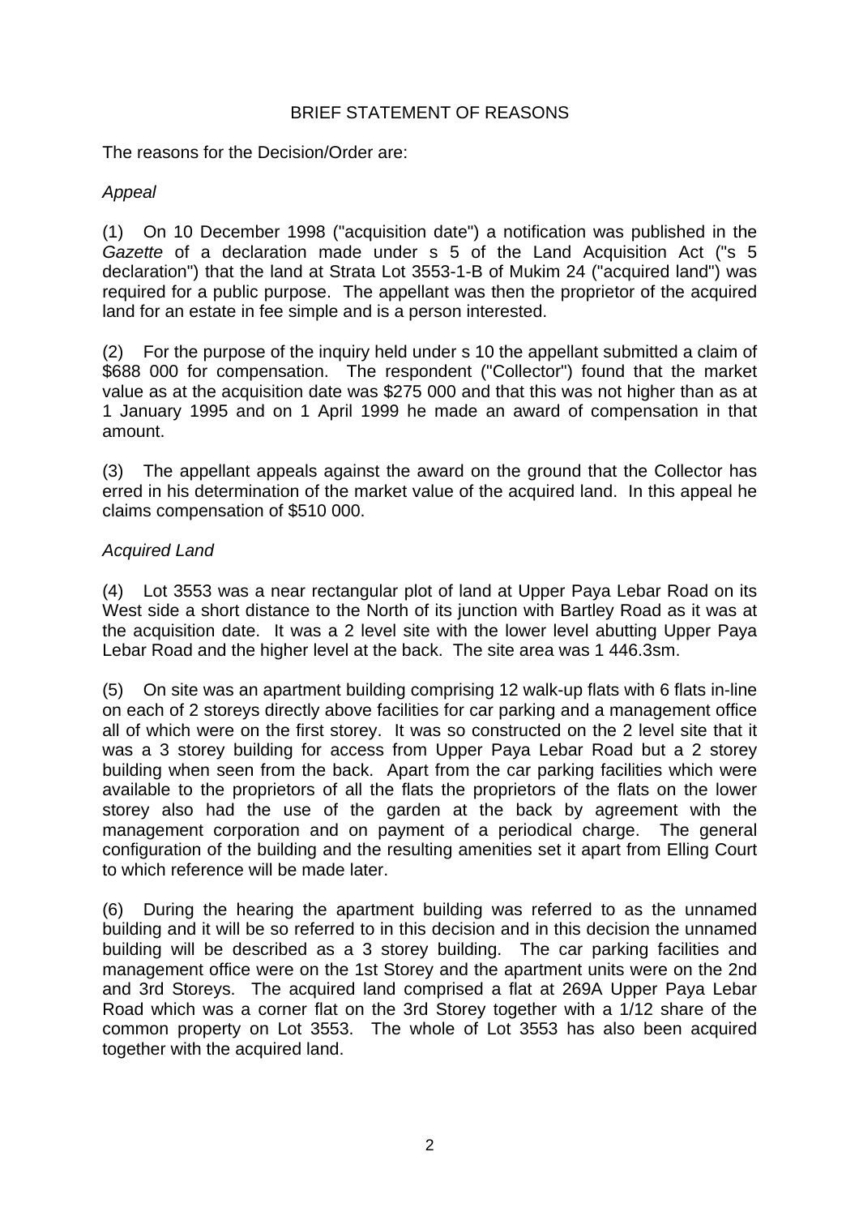## BRIEF STATEMENT OF REASONS

The reasons for the Decision/Order are:

*Appeal*

(1) On 10 December 1998 ("acquisition date") a notification was published in the *Gazette* of a declaration made under s 5 of the Land Acquisition Act ("s 5 declaration") that the land at Strata Lot 3553-1-B of Mukim 24 ("acquired land") was required for a public purpose. The appellant was then the proprietor of the acquired land for an estate in fee simple and is a person interested.

(2) For the purpose of the inquiry held under s 10 the appellant submitted a claim of \$688 000 for compensation. The respondent ("Collector") found that the market value as at the acquisition date was \$275 000 and that this was not higher than as at 1 January 1995 and on 1 April 1999 he made an award of compensation in that amount.

(3) The appellant appeals against the award on the ground that the Collector has erred in his determination of the market value of the acquired land. In this appeal he claims compensation of \$510 000.

*Acquired Land*

(4) Lot 3553 was a near rectangular plot of land at Upper Paya Lebar Road on its West side a short distance to the North of its junction with Bartley Road as it was at the acquisition date. It was a 2 level site with the lower level abutting Upper Paya Lebar Road and the higher level at the back. The site area was 1 446.3sm.

(5) On site was an apartment building comprising 12 walk-up flats with 6 flats in-line on each of 2 storeys directly above facilities for car parking and a management office all of which were on the first storey. It was so constructed on the 2 level site that it was a 3 storey building for access from Upper Paya Lebar Road but a 2 storey building when seen from the back. Apart from the car parking facilities which were available to the proprietors of all the flats the proprietors of the flats on the lower storey also had the use of the garden at the back by agreement with the management corporation and on payment of a periodical charge. The general configuration of the building and the resulting amenities set it apart from Elling Court to which reference will be made later.

(6) During the hearing the apartment building was referred to as the unnamed building and it will be so referred to in this decision and in this decision the unnamed building will be described as a 3 storey building. The car parking facilities and management office were on the 1st Storey and the apartment units were on the 2nd and 3rd Storeys. The acquired land comprised a flat at 269A Upper Paya Lebar Road which was a corner flat on the 3rd Storey together with a 1/12 share of the common property on Lot 3553. The whole of Lot 3553 has also been acquired together with the acquired land.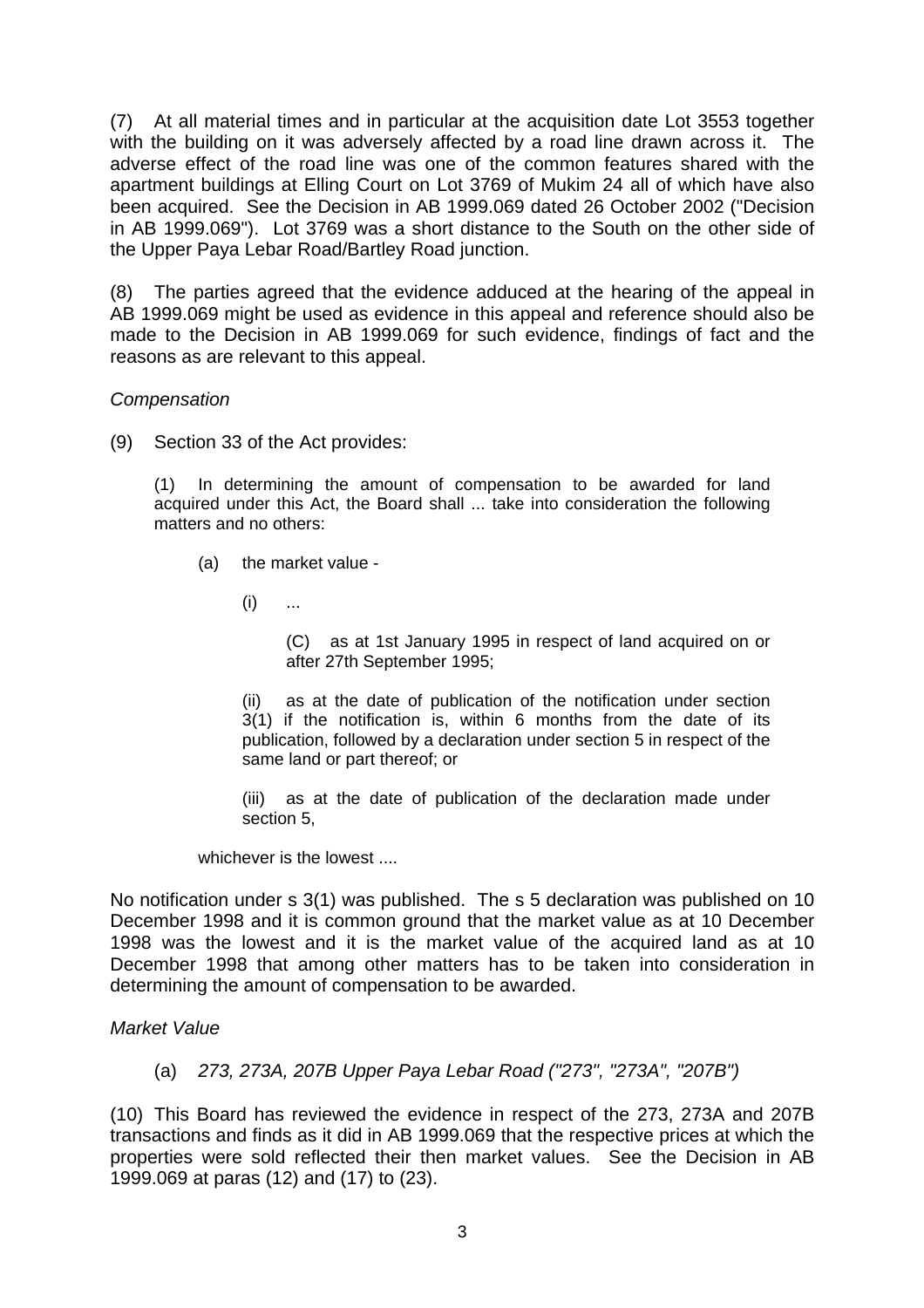(7) At all material times and in particular at the acquisition date Lot 3553 together with the building on it was adversely affected by a road line drawn across it. The adverse effect of the road line was one of the common features shared with the apartment buildings at Elling Court on Lot 3769 of Mukim 24 all of which have also been acquired. See the Decision in AB 1999.069 dated 26 October 2002 ("Decision in AB 1999.069"). Lot 3769 was a short distance to the South on the other side of the Upper Paya Lebar Road/Bartley Road junction.

(8) The parties agreed that the evidence adduced at the hearing of the appeal in AB 1999.069 might be used as evidence in this appeal and reference should also be made to the Decision in AB 1999.069 for such evidence, findings of fact and the reasons as are relevant to this appeal.

*Compensation*

(9) Section 33 of the Act provides:

> (1) In determining the amount of compensation to be awarded for land acquired under this Act, the Board shall ... take into consideration the following matters and no others:
>
> (a) the market value -
>
> (i) ...
>
> (C) as at 1st January 1995 in respect of land acquired on or after 27th September 1995;
>
> (ii) as at the date of publication of the notification under section 3(1) if the notification is, within 6 months from the date of its publication, followed by a declaration under section 5 in respect of the same land or part thereof; or
>
> (iii) as at the date of publication of the declaration made under section 5,
>
> whichever is the lowest ....

No notification under s 3(1) was published. The s 5 declaration was published on 10 December 1998 and it is common ground that the market value as at 10 December 1998 was the lowest and it is the market value of the acquired land as at 10 December 1998 that among other matters has to be taken into consideration in determining the amount of compensation to be awarded.

*Market Value*

(a) *273, 273A, 207B Upper Paya Lebar Road ("273", "273A", "207B")*

(10) This Board has reviewed the evidence in respect of the 273, 273A and 207B transactions and finds as it did in AB 1999.069 that the respective prices at which the properties were sold reflected their then market values. See the Decision in AB 1999.069 at paras (12) and (17) to (23).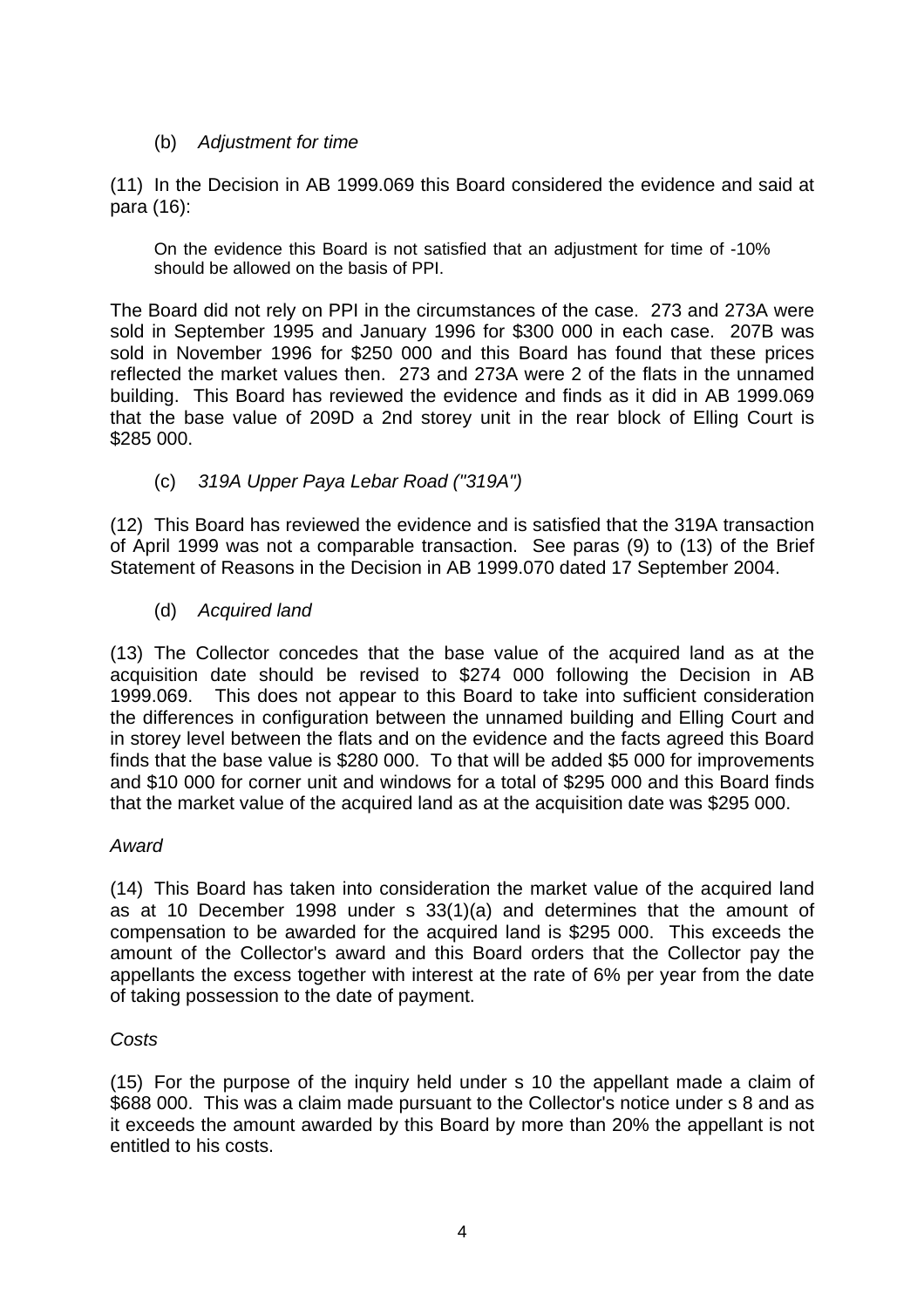(b) *Adjustment for time*

(11) In the Decision in AB 1999.069 this Board considered the evidence and said at para (16):

> On the evidence this Board is not satisfied that an adjustment for time of -10% should be allowed on the basis of PPI.

The Board did not rely on PPI in the circumstances of the case. 273 and 273A were sold in September 1995 and January 1996 for $300 000 in each case. 207B was sold in November 1996 for $250 000 and this Board has found that these prices reflected the market values then. 273 and 273A were 2 of the flats in the unnamed building. This Board has reviewed the evidence and finds as it did in AB 1999.069 that the base value of 209D a 2nd storey unit in the rear block of Elling Court is $285 000.

(c) *319A Upper Paya Lebar Road ("319A")*

(12) This Board has reviewed the evidence and is satisfied that the 319A transaction of April 1999 was not a comparable transaction. See paras (9) to (13) of the Brief Statement of Reasons in the Decision in AB 1999.070 dated 17 September 2004.

(d) *Acquired land*

(13) The Collector concedes that the base value of the acquired land as at the acquisition date should be revised to $274 000 following the Decision in AB 1999.069. This does not appear to this Board to take into sufficient consideration the differences in configuration between the unnamed building and Elling Court and in storey level between the flats and on the evidence and the facts agreed this Board finds that the base value is $280 000. To that will be added $5 000 for improvements and $10 000 for corner unit and windows for a total of $295 000 and this Board finds that the market value of the acquired land as at the acquisition date was $295 000.

*Award*

(14) This Board has taken into consideration the market value of the acquired land as at 10 December 1998 under s 33(1)(a) and determines that the amount of compensation to be awarded for the acquired land is $295 000. This exceeds the amount of the Collector's award and this Board orders that the Collector pay the appellants the excess together with interest at the rate of 6% per year from the date of taking possession to the date of payment.

*Costs*

(15) For the purpose of the inquiry held under s 10 the appellant made a claim of $688 000. This was a claim made pursuant to the Collector's notice under s 8 and as it exceeds the amount awarded by this Board by more than 20% the appellant is not entitled to his costs.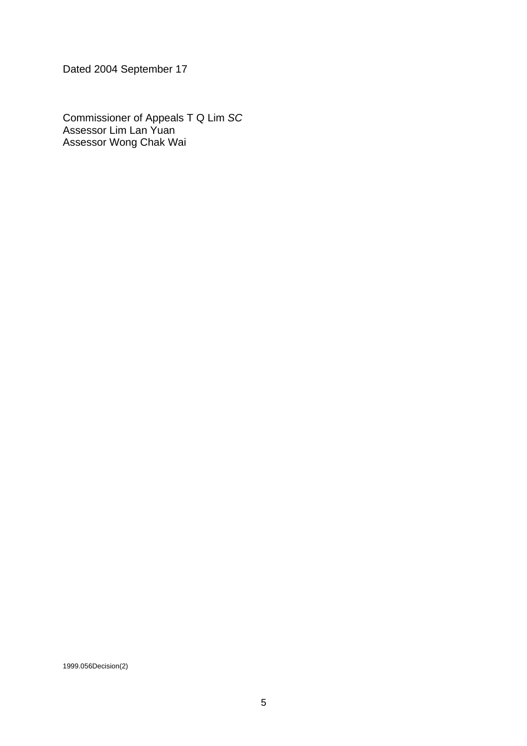Dated 2004 September 17

Commissioner of Appeals T Q Lim *SC*
Assessor Lim Lan Yuan
Assessor Wong Chak Wai

1999.056Decision(2)